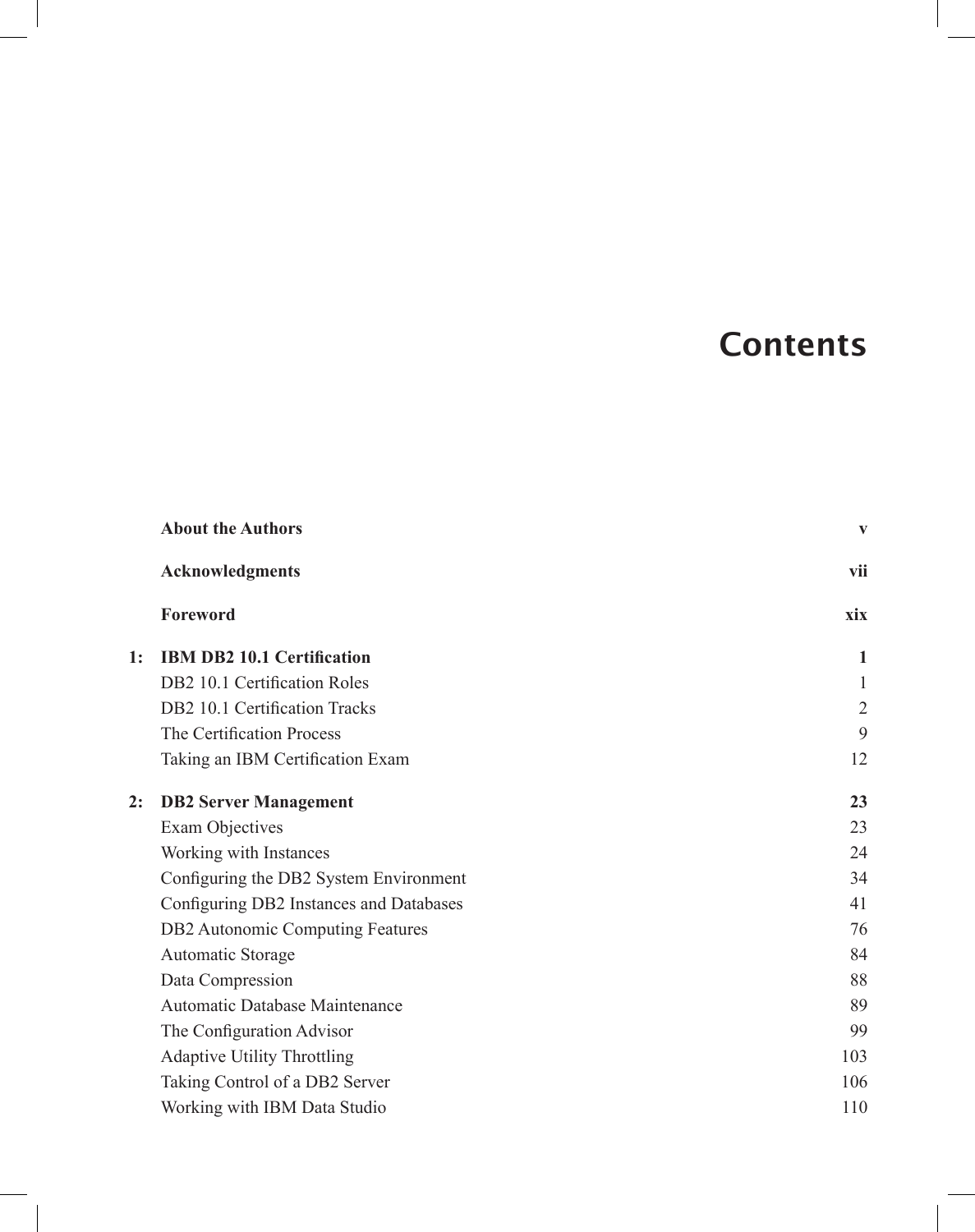# Contents

| | | |
|---|---|---|
| | **About the Authors** | **v** |
| | **Acknowledgments** | **vii** |
| | **Foreword** | **xix** |
| **1:** | **IBM DB2 10.1 Certification** | **1** |
| | DB2 10.1 Certification Roles | 1 |
| | DB2 10.1 Certification Tracks | 2 |
| | The Certification Process | 9 |
| | Taking an IBM Certification Exam | 12 |
| **2:** | **DB2 Server Management** | **23** |
| | Exam Objectives | 23 |
| | Working with Instances | 24 |
| | Configuring the DB2 System Environment | 34 |
| | Configuring DB2 Instances and Databases | 41 |
| | DB2 Autonomic Computing Features | 76 |
| | Automatic Storage | 84 |
| | Data Compression | 88 |
| | Automatic Database Maintenance | 89 |
| | The Configuration Advisor | 99 |
| | Adaptive Utility Throttling | 103 |
| | Taking Control of a DB2 Server | 106 |
| | Working with IBM Data Studio | 110 |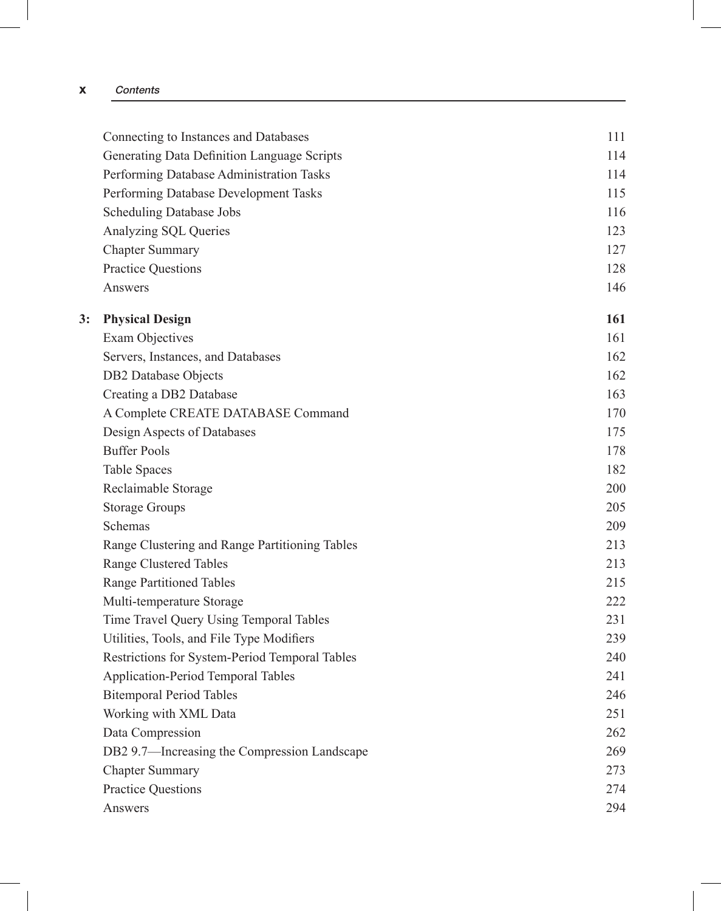| | | |
|---|---|---|
| | Connecting to Instances and Databases | 111 |
| | Generating Data Definition Language Scripts | 114 |
| | Performing Database Administration Tasks | 114 |
| | Performing Database Development Tasks | 115 |
| | Scheduling Database Jobs | 116 |
| | Analyzing SQL Queries | 123 |
| | Chapter Summary | 127 |
| | Practice Questions | 128 |
| | Answers | 146 |
| **3:** | **Physical Design** | **161** |
| | Exam Objectives | 161 |
| | Servers, Instances, and Databases | 162 |
| | DB2 Database Objects | 162 |
| | Creating a DB2 Database | 163 |
| | A Complete CREATE DATABASE Command | 170 |
| | Design Aspects of Databases | 175 |
| | Buffer Pools | 178 |
| | Table Spaces | 182 |
| | Reclaimable Storage | 200 |
| | Storage Groups | 205 |
| | Schemas | 209 |
| | Range Clustering and Range Partitioning Tables | 213 |
| | Range Clustered Tables | 213 |
| | Range Partitioned Tables | 215 |
| | Multi-temperature Storage | 222 |
| | Time Travel Query Using Temporal Tables | 231 |
| | Utilities, Tools, and File Type Modifiers | 239 |
| | Restrictions for System-Period Temporal Tables | 240 |
| | Application-Period Temporal Tables | 241 |
| | Bitemporal Period Tables | 246 |
| | Working with XML Data | 251 |
| | Data Compression | 262 |
| | DB2 9.7—Increasing the Compression Landscape | 269 |
| | Chapter Summary | 273 |
| | Practice Questions | 274 |
| | Answers | 294 |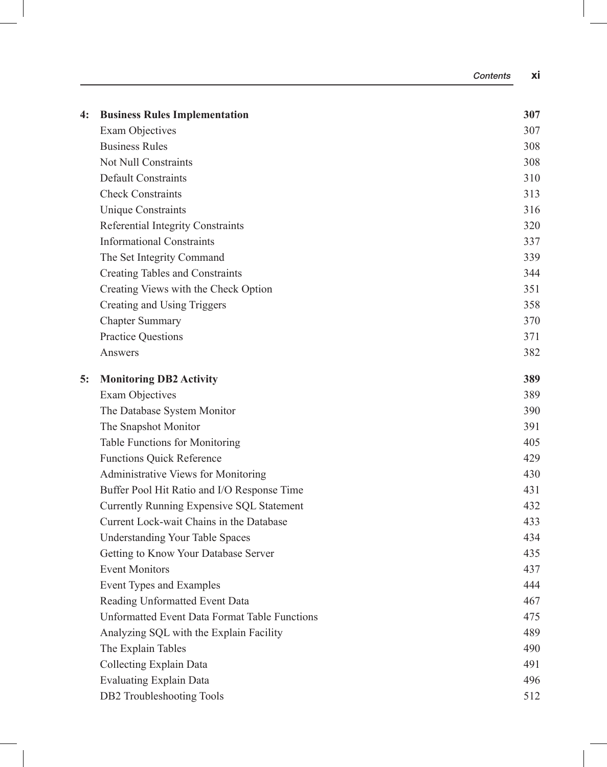| | | |
|---|---|---|
| **4:** | **Business Rules Implementation** | **307** |
| | Exam Objectives | 307 |
| | Business Rules | 308 |
| | Not Null Constraints | 308 |
| | Default Constraints | 310 |
| | Check Constraints | 313 |
| | Unique Constraints | 316 |
| | Referential Integrity Constraints | 320 |
| | Informational Constraints | 337 |
| | The Set Integrity Command | 339 |
| | Creating Tables and Constraints | 344 |
| | Creating Views with the Check Option | 351 |
| | Creating and Using Triggers | 358 |
| | Chapter Summary | 370 |
| | Practice Questions | 371 |
| | Answers | 382 |
| **5:** | **Monitoring DB2 Activity** | **389** |
| | Exam Objectives | 389 |
| | The Database System Monitor | 390 |
| | The Snapshot Monitor | 391 |
| | Table Functions for Monitoring | 405 |
| | Functions Quick Reference | 429 |
| | Administrative Views for Monitoring | 430 |
| | Buffer Pool Hit Ratio and I/O Response Time | 431 |
| | Currently Running Expensive SQL Statement | 432 |
| | Current Lock-wait Chains in the Database | 433 |
| | Understanding Your Table Spaces | 434 |
| | Getting to Know Your Database Server | 435 |
| | Event Monitors | 437 |
| | Event Types and Examples | 444 |
| | Reading Unformatted Event Data | 467 |
| | Unformatted Event Data Format Table Functions | 475 |
| | Analyzing SQL with the Explain Facility | 489 |
| | The Explain Tables | 490 |
| | Collecting Explain Data | 491 |
| | Evaluating Explain Data | 496 |
| | DB2 Troubleshooting Tools | 512 |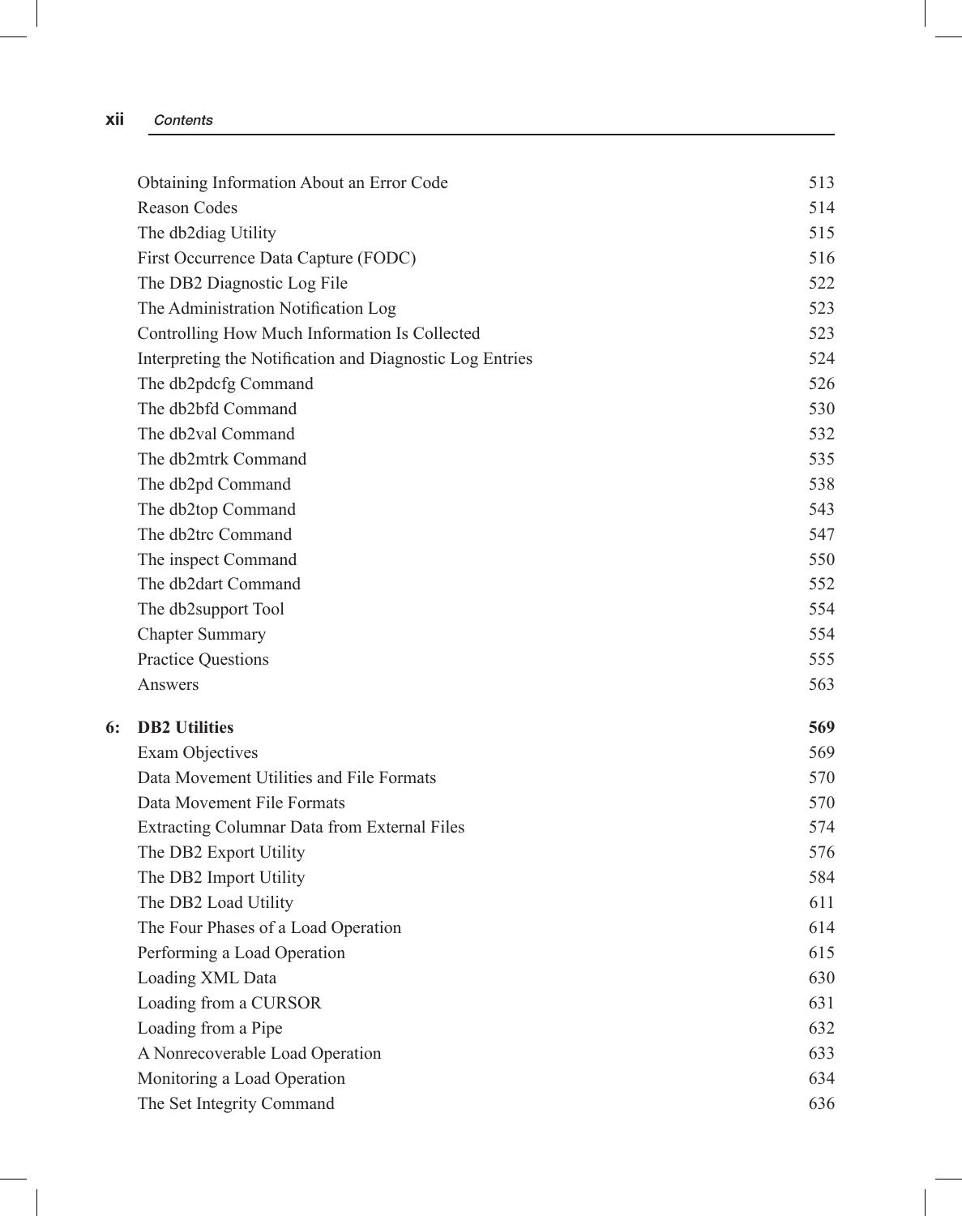| | | |
|---|---|---|
| | Obtaining Information About an Error Code | 513 |
| | Reason Codes | 514 |
| | The db2diag Utility | 515 |
| | First Occurrence Data Capture (FODC) | 516 |
| | The DB2 Diagnostic Log File | 522 |
| | The Administration Notification Log | 523 |
| | Controlling How Much Information Is Collected | 523 |
| | Interpreting the Notification and Diagnostic Log Entries | 524 |
| | The db2pdcfg Command | 526 |
| | The db2bfd Command | 530 |
| | The db2val Command | 532 |
| | The db2mtrk Command | 535 |
| | The db2pd Command | 538 |
| | The db2top Command | 543 |
| | The db2trc Command | 547 |
| | The inspect Command | 550 |
| | The db2dart Command | 552 |
| | The db2support Tool | 554 |
| | Chapter Summary | 554 |
| | Practice Questions | 555 |
| | Answers | 563 |
| **6:** | **DB2 Utilities** | **569** |
| | Exam Objectives | 569 |
| | Data Movement Utilities and File Formats | 570 |
| | Data Movement File Formats | 570 |
| | Extracting Columnar Data from External Files | 574 |
| | The DB2 Export Utility | 576 |
| | The DB2 Import Utility | 584 |
| | The DB2 Load Utility | 611 |
| | The Four Phases of a Load Operation | 614 |
| | Performing a Load Operation | 615 |
| | Loading XML Data | 630 |
| | Loading from a CURSOR | 631 |
| | Loading from a Pipe | 632 |
| | A Nonrecoverable Load Operation | 633 |
| | Monitoring a Load Operation | 634 |
| | The Set Integrity Command | 636 |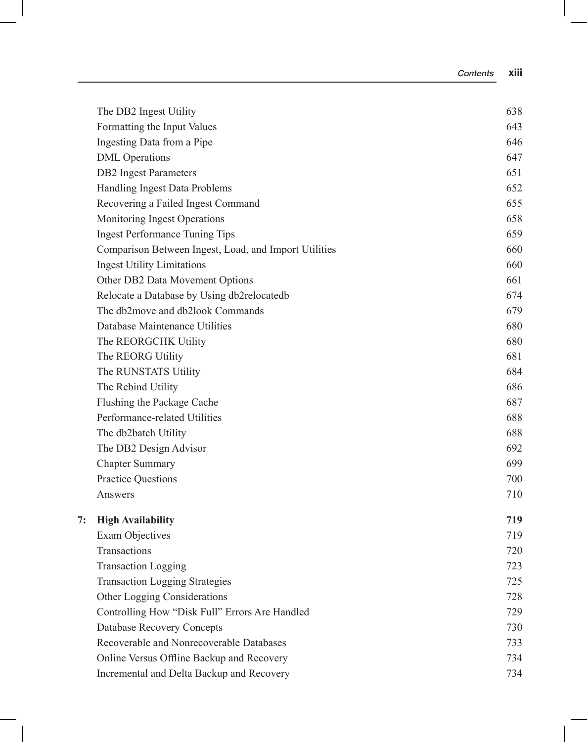| | | |
|---|---|---|
| | The DB2 Ingest Utility | 638 |
| | Formatting the Input Values | 643 |
| | Ingesting Data from a Pipe | 646 |
| | DML Operations | 647 |
| | DB2 Ingest Parameters | 651 |
| | Handling Ingest Data Problems | 652 |
| | Recovering a Failed Ingest Command | 655 |
| | Monitoring Ingest Operations | 658 |
| | Ingest Performance Tuning Tips | 659 |
| | Comparison Between Ingest, Load, and Import Utilities | 660 |
| | Ingest Utility Limitations | 660 |
| | Other DB2 Data Movement Options | 661 |
| | Relocate a Database by Using db2relocatedb | 674 |
| | The db2move and db2look Commands | 679 |
| | Database Maintenance Utilities | 680 |
| | The REORGCHK Utility | 680 |
| | The REORG Utility | 681 |
| | The RUNSTATS Utility | 684 |
| | The Rebind Utility | 686 |
| | Flushing the Package Cache | 687 |
| | Performance-related Utilities | 688 |
| | The db2batch Utility | 688 |
| | The DB2 Design Advisor | 692 |
| | Chapter Summary | 699 |
| | Practice Questions | 700 |
| | Answers | 710 |
| **7:** | **High Availability** | **719** |
| | Exam Objectives | 719 |
| | Transactions | 720 |
| | Transaction Logging | 723 |
| | Transaction Logging Strategies | 725 |
| | Other Logging Considerations | 728 |
| | Controlling How "Disk Full" Errors Are Handled | 729 |
| | Database Recovery Concepts | 730 |
| | Recoverable and Nonrecoverable Databases | 733 |
| | Online Versus Offline Backup and Recovery | 734 |
| | Incremental and Delta Backup and Recovery | 734 |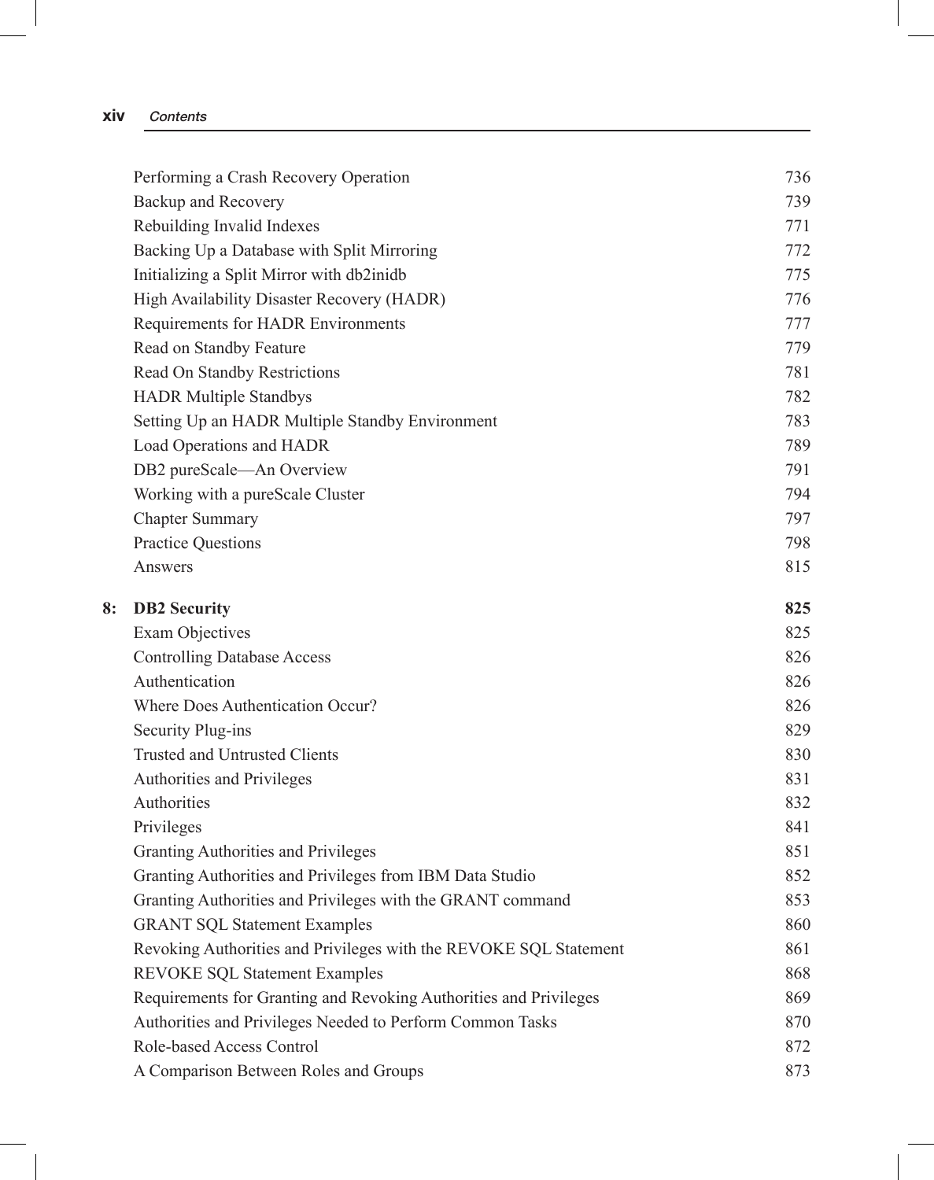| | | |
|---|---|---|
| | Performing a Crash Recovery Operation | 736 |
| | Backup and Recovery | 739 |
| | Rebuilding Invalid Indexes | 771 |
| | Backing Up a Database with Split Mirroring | 772 |
| | Initializing a Split Mirror with db2inidb | 775 |
| | High Availability Disaster Recovery (HADR) | 776 |
| | Requirements for HADR Environments | 777 |
| | Read on Standby Feature | 779 |
| | Read On Standby Restrictions | 781 |
| | HADR Multiple Standbys | 782 |
| | Setting Up an HADR Multiple Standby Environment | 783 |
| | Load Operations and HADR | 789 |
| | DB2 pureScale—An Overview | 791 |
| | Working with a pureScale Cluster | 794 |
| | Chapter Summary | 797 |
| | Practice Questions | 798 |
| | Answers | 815 |
| **8:** | **DB2 Security** | **825** |
| | Exam Objectives | 825 |
| | Controlling Database Access | 826 |
| | Authentication | 826 |
| | Where Does Authentication Occur? | 826 |
| | Security Plug-ins | 829 |
| | Trusted and Untrusted Clients | 830 |
| | Authorities and Privileges | 831 |
| | Authorities | 832 |
| | Privileges | 841 |
| | Granting Authorities and Privileges | 851 |
| | Granting Authorities and Privileges from IBM Data Studio | 852 |
| | Granting Authorities and Privileges with the GRANT command | 853 |
| | GRANT SQL Statement Examples | 860 |
| | Revoking Authorities and Privileges with the REVOKE SQL Statement | 861 |
| | REVOKE SQL Statement Examples | 868 |
| | Requirements for Granting and Revoking Authorities and Privileges | 869 |
| | Authorities and Privileges Needed to Perform Common Tasks | 870 |
| | Role-based Access Control | 872 |
| | A Comparison Between Roles and Groups | 873 |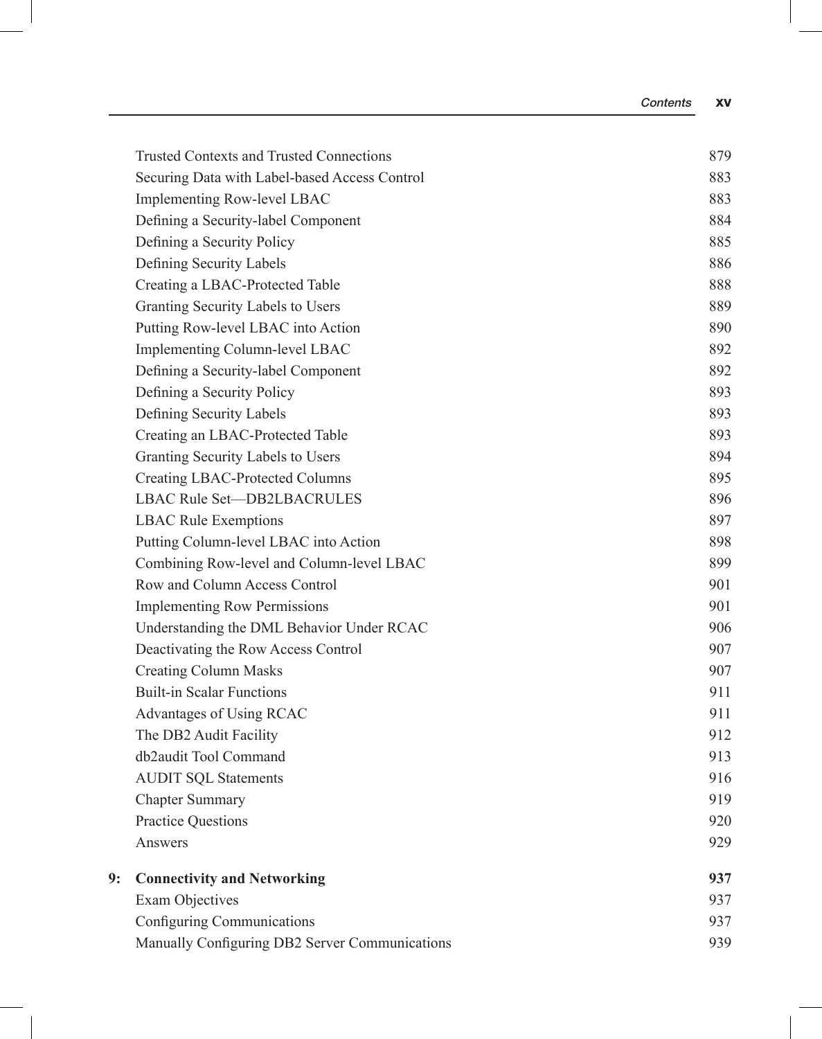| | | |
|---|---|---|
| | Trusted Contexts and Trusted Connections | 879 |
| | Securing Data with Label-based Access Control | 883 |
| | Implementing Row-level LBAC | 883 |
| | Defining a Security-label Component | 884 |
| | Defining a Security Policy | 885 |
| | Defining Security Labels | 886 |
| | Creating a LBAC-Protected Table | 888 |
| | Granting Security Labels to Users | 889 |
| | Putting Row-level LBAC into Action | 890 |
| | Implementing Column-level LBAC | 892 |
| | Defining a Security-label Component | 892 |
| | Defining a Security Policy | 893 |
| | Defining Security Labels | 893 |
| | Creating an LBAC-Protected Table | 893 |
| | Granting Security Labels to Users | 894 |
| | Creating LBAC-Protected Columns | 895 |
| | LBAC Rule Set—DB2LBACRULES | 896 |
| | LBAC Rule Exemptions | 897 |
| | Putting Column-level LBAC into Action | 898 |
| | Combining Row-level and Column-level LBAC | 899 |
| | Row and Column Access Control | 901 |
| | Implementing Row Permissions | 901 |
| | Understanding the DML Behavior Under RCAC | 906 |
| | Deactivating the Row Access Control | 907 |
| | Creating Column Masks | 907 |
| | Built-in Scalar Functions | 911 |
| | Advantages of Using RCAC | 911 |
| | The DB2 Audit Facility | 912 |
| | db2audit Tool Command | 913 |
| | AUDIT SQL Statements | 916 |
| | Chapter Summary | 919 |
| | Practice Questions | 920 |
| | Answers | 929 |
| **9:** | **Connectivity and Networking** | **937** |
| | Exam Objectives | 937 |
| | Configuring Communications | 937 |
| | Manually Configuring DB2 Server Communications | 939 |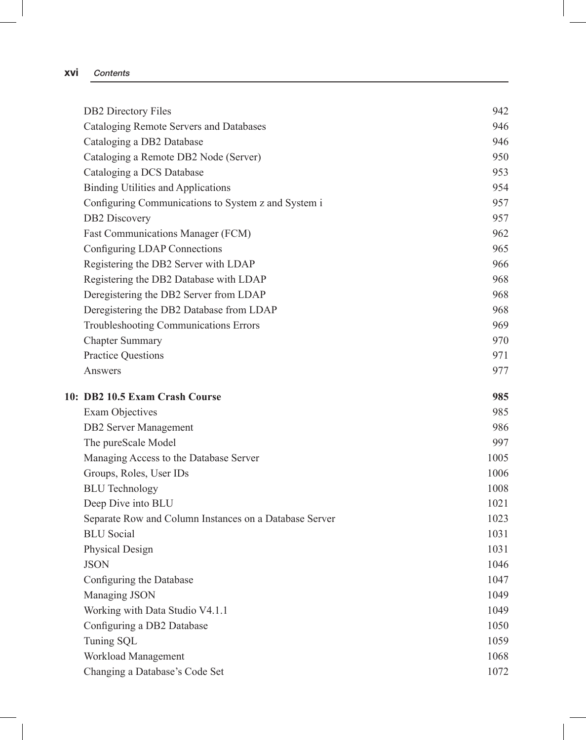| | |
|---|---|
| DB2 Directory Files | 942 |
| Cataloging Remote Servers and Databases | 946 |
| Cataloging a DB2 Database | 946 |
| Cataloging a Remote DB2 Node (Server) | 950 |
| Cataloging a DCS Database | 953 |
| Binding Utilities and Applications | 954 |
| Configuring Communications to System z and System i | 957 |
| DB2 Discovery | 957 |
| Fast Communications Manager (FCM) | 962 |
| Configuring LDAP Connections | 965 |
| Registering the DB2 Server with LDAP | 966 |
| Registering the DB2 Database with LDAP | 968 |
| Deregistering the DB2 Server from LDAP | 968 |
| Deregistering the DB2 Database from LDAP | 968 |
| Troubleshooting Communications Errors | 969 |
| Chapter Summary | 970 |
| Practice Questions | 971 |
| Answers | 977 |
| **10: DB2 10.5 Exam Crash Course** | **985** |
| Exam Objectives | 985 |
| DB2 Server Management | 986 |
| The pureScale Model | 997 |
| Managing Access to the Database Server | 1005 |
| Groups, Roles, User IDs | 1006 |
| BLU Technology | 1008 |
| Deep Dive into BLU | 1021 |
| Separate Row and Column Instances on a Database Server | 1023 |
| BLU Social | 1031 |
| Physical Design | 1031 |
| JSON | 1046 |
| Configuring the Database | 1047 |
| Managing JSON | 1049 |
| Working with Data Studio V4.1.1 | 1049 |
| Configuring a DB2 Database | 1050 |
| Tuning SQL | 1059 |
| Workload Management | 1068 |
| Changing a Database's Code Set | 1072 |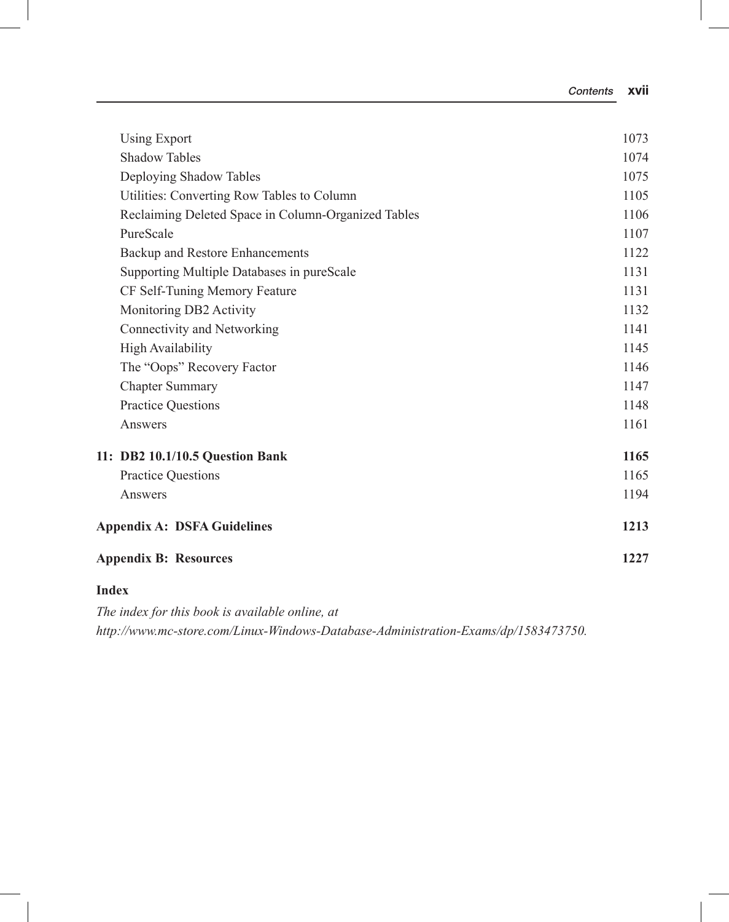| | |
|---|---|
| Using Export | 1073 |
| Shadow Tables | 1074 |
| Deploying Shadow Tables | 1075 |
| Utilities: Converting Row Tables to Column | 1105 |
| Reclaiming Deleted Space in Column-Organized Tables | 1106 |
| PureScale | 1107 |
| Backup and Restore Enhancements | 1122 |
| Supporting Multiple Databases in pureScale | 1131 |
| CF Self-Tuning Memory Feature | 1131 |
| Monitoring DB2 Activity | 1132 |
| Connectivity and Networking | 1141 |
| High Availability | 1145 |
| The "Oops" Recovery Factor | 1146 |
| Chapter Summary | 1147 |
| Practice Questions | 1148 |
| Answers | 1161 |
| **11: DB2 10.1/10.5 Question Bank** | **1165** |
| Practice Questions | 1165 |
| Answers | 1194 |
| **Appendix A: DSFA Guidelines** | **1213** |
| **Appendix B: Resources** | **1227** |

**Index**

*The index for this book is available online, at http://www.mc-store.com/Linux-Windows-Database-Administration-Exams/dp/1583473750.*